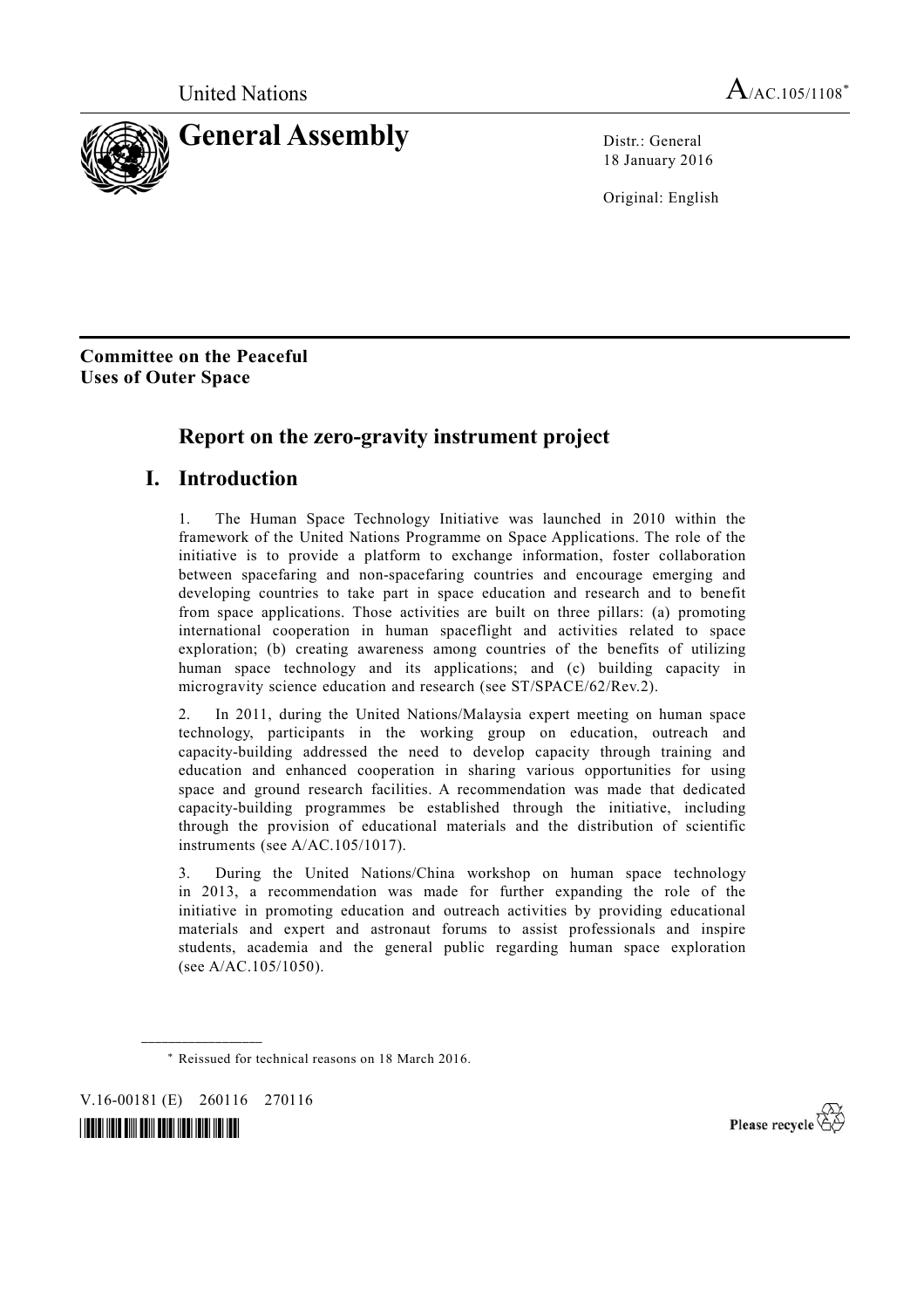United Nations A/AC.105/1108*

# General Assembly

Distr.: General
18 January 2016

Original: English

**Committee on the Peaceful Uses of Outer Space**

## Report on the zero-gravity instrument project

## I. Introduction

1. The Human Space Technology Initiative was launched in 2010 within the framework of the United Nations Programme on Space Applications. The role of the initiative is to provide a platform to exchange information, foster collaboration between spacefaring and non-spacefaring countries and encourage emerging and developing countries to take part in space education and research and to benefit from space applications. Those activities are built on three pillars: (a) promoting international cooperation in human spaceflight and activities related to space exploration; (b) creating awareness among countries of the benefits of utilizing human space technology and its applications; and (c) building capacity in microgravity science education and research (see ST/SPACE/62/Rev.2).

2. In 2011, during the United Nations/Malaysia expert meeting on human space technology, participants in the working group on education, outreach and capacity-building addressed the need to develop capacity through training and education and enhanced cooperation in sharing various opportunities for using space and ground research facilities. A recommendation was made that dedicated capacity-building programmes be established through the initiative, including through the provision of educational materials and the distribution of scientific instruments (see A/AC.105/1017).

3. During the United Nations/China workshop on human space technology in 2013, a recommendation was made for further expanding the role of the initiative in promoting education and outreach activities by providing educational materials and expert and astronaut forums to assist professionals and inspire students, academia and the general public regarding human space exploration (see A/AC.105/1050).

* Reissued for technical reasons on 18 March 2016.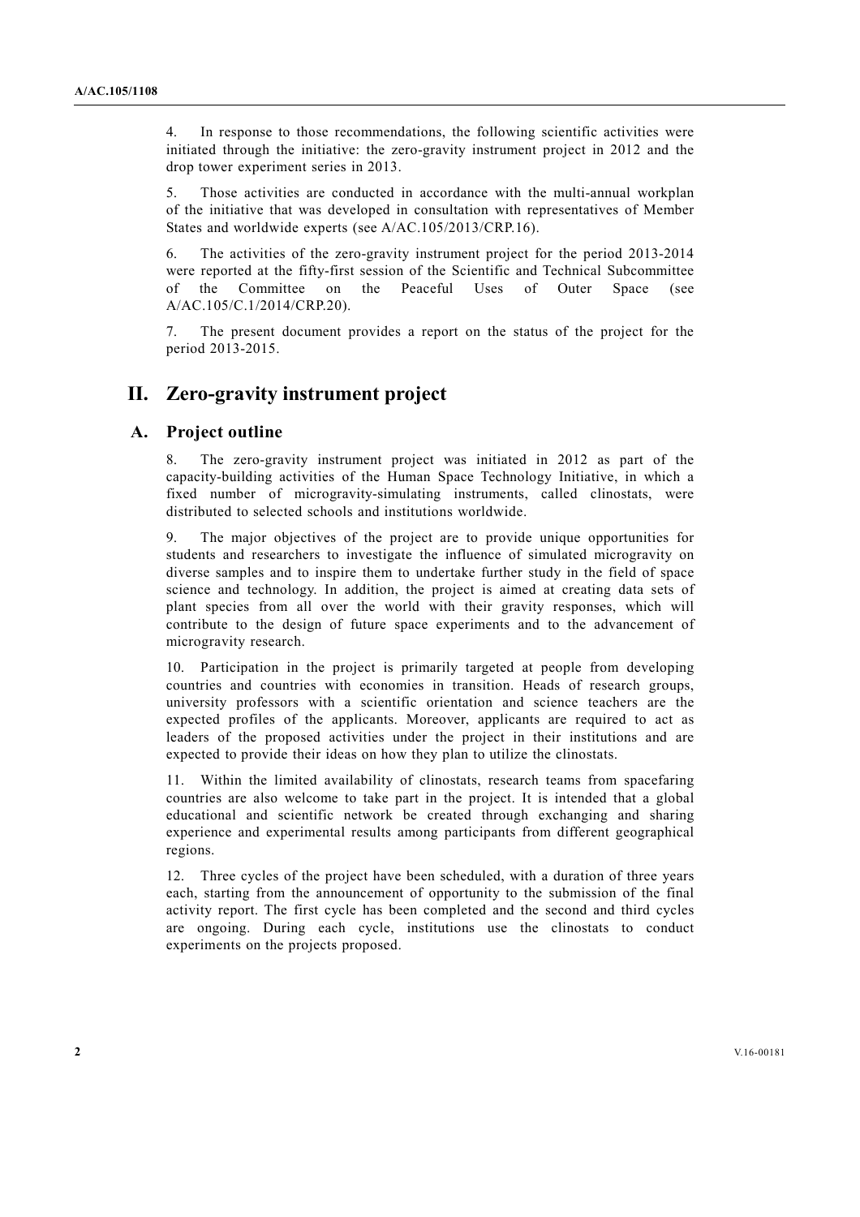4. In response to those recommendations, the following scientific activities were initiated through the initiative: the zero-gravity instrument project in 2012 and the drop tower experiment series in 2013.

5. Those activities are conducted in accordance with the multi-annual workplan of the initiative that was developed in consultation with representatives of Member States and worldwide experts (see A/AC.105/2013/CRP.16).

6. The activities of the zero-gravity instrument project for the period 2013-2014 were reported at the fifty-first session of the Scientific and Technical Subcommittee of the Committee on the Peaceful Uses of Outer Space (see A/AC.105/C.1/2014/CRP.20).

7. The present document provides a report on the status of the project for the period 2013-2015.

## II. Zero-gravity instrument project

### A. Project outline

8. The zero-gravity instrument project was initiated in 2012 as part of the capacity-building activities of the Human Space Technology Initiative, in which a fixed number of microgravity-simulating instruments, called clinostats, were distributed to selected schools and institutions worldwide.

9. The major objectives of the project are to provide unique opportunities for students and researchers to investigate the influence of simulated microgravity on diverse samples and to inspire them to undertake further study in the field of space science and technology. In addition, the project is aimed at creating data sets of plant species from all over the world with their gravity responses, which will contribute to the design of future space experiments and to the advancement of microgravity research.

10. Participation in the project is primarily targeted at people from developing countries and countries with economies in transition. Heads of research groups, university professors with a scientific orientation and science teachers are the expected profiles of the applicants. Moreover, applicants are required to act as leaders of the proposed activities under the project in their institutions and are expected to provide their ideas on how they plan to utilize the clinostats.

11. Within the limited availability of clinostats, research teams from spacefaring countries are also welcome to take part in the project. It is intended that a global educational and scientific network be created through exchanging and sharing experience and experimental results among participants from different geographical regions.

12. Three cycles of the project have been scheduled, with a duration of three years each, starting from the announcement of opportunity to the submission of the final activity report. The first cycle has been completed and the second and third cycles are ongoing. During each cycle, institutions use the clinostats to conduct experiments on the projects proposed.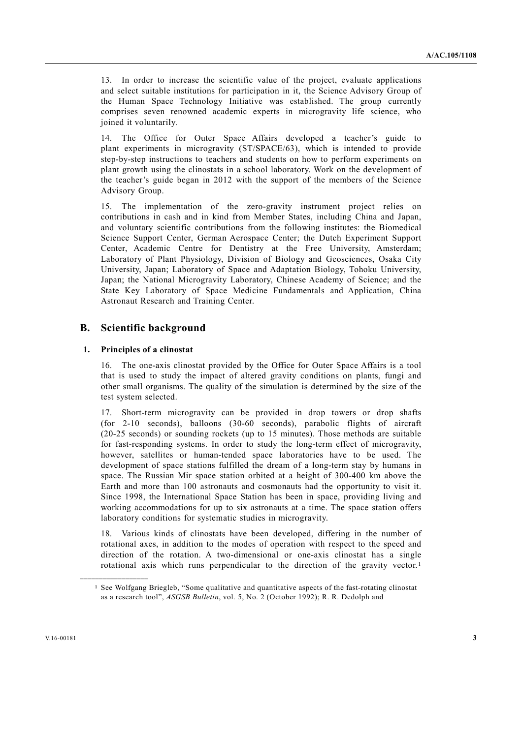13. In order to increase the scientific value of the project, evaluate applications and select suitable institutions for participation in it, the Science Advisory Group of the Human Space Technology Initiative was established. The group currently comprises seven renowned academic experts in microgravity life science, who joined it voluntarily.

14. The Office for Outer Space Affairs developed a teacher's guide to plant experiments in microgravity (ST/SPACE/63), which is intended to provide step-by-step instructions to teachers and students on how to perform experiments on plant growth using the clinostats in a school laboratory. Work on the development of the teacher's guide began in 2012 with the support of the members of the Science Advisory Group.

15. The implementation of the zero-gravity instrument project relies on contributions in cash and in kind from Member States, including China and Japan, and voluntary scientific contributions from the following institutes: the Biomedical Science Support Center, German Aerospace Center; the Dutch Experiment Support Center, Academic Centre for Dentistry at the Free University, Amsterdam; Laboratory of Plant Physiology, Division of Biology and Geosciences, Osaka City University, Japan; Laboratory of Space and Adaptation Biology, Tohoku University, Japan; the National Microgravity Laboratory, Chinese Academy of Science; and the State Key Laboratory of Space Medicine Fundamentals and Application, China Astronaut Research and Training Center.

## B. Scientific background

### 1. Principles of a clinostat

16. The one-axis clinostat provided by the Office for Outer Space Affairs is a tool that is used to study the impact of altered gravity conditions on plants, fungi and other small organisms. The quality of the simulation is determined by the size of the test system selected.

17. Short-term microgravity can be provided in drop towers or drop shafts (for 2-10 seconds), balloons (30-60 seconds), parabolic flights of aircraft (20-25 seconds) or sounding rockets (up to 15 minutes). Those methods are suitable for fast-responding systems. In order to study the long-term effect of microgravity, however, satellites or human-tended space laboratories have to be used. The development of space stations fulfilled the dream of a long-term stay by humans in space. The Russian Mir space station orbited at a height of 300-400 km above the Earth and more than 100 astronauts and cosmonauts had the opportunity to visit it. Since 1998, the International Space Station has been in space, providing living and working accommodations for up to six astronauts at a time. The space station offers laboratory conditions for systematic studies in microgravity.

18. Various kinds of clinostats have been developed, differing in the number of rotational axes, in addition to the modes of operation with respect to the speed and direction of the rotation. A two-dimensional or one-axis clinostat has a single rotational axis which runs perpendicular to the direction of the gravity vector.[1]

---

[1] See Wolfgang Briegleb, "Some qualitative and quantitative aspects of the fast-rotating clinostat as a research tool", *ASGSB Bulletin*, vol. 5, No. 2 (October 1992); R. R. Dedolph and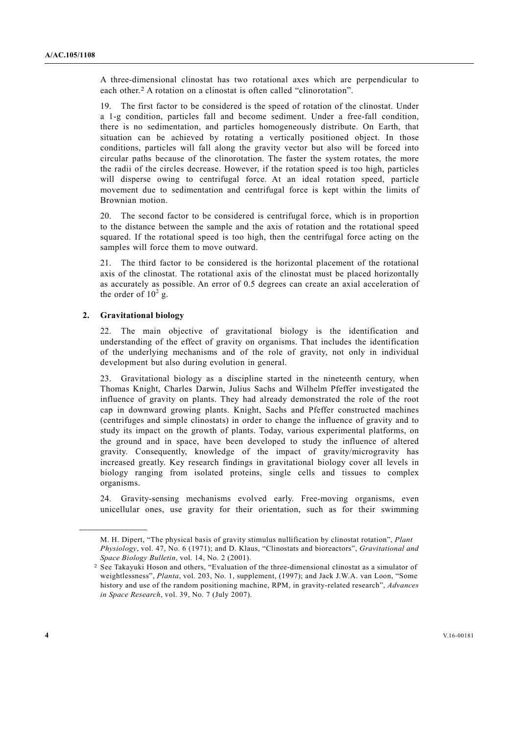A three-dimensional clinostat has two rotational axes which are perpendicular to each other.[2] A rotation on a clinostat is often called “clinorotation”.

19. The first factor to be considered is the speed of rotation of the clinostat. Under a 1-g condition, particles fall and become sediment. Under a free-fall condition, there is no sedimentation, and particles homogeneously distribute. On Earth, that situation can be achieved by rotating a vertically positioned object. In those conditions, particles will fall along the gravity vector but also will be forced into circular paths because of the clinorotation. The faster the system rotates, the more the radii of the circles decrease. However, if the rotation speed is too high, particles will disperse owing to centrifugal force. At an ideal rotation speed, particle movement due to sedimentation and centrifugal force is kept within the limits of Brownian motion.

20. The second factor to be considered is centrifugal force, which is in proportion to the distance between the sample and the axis of rotation and the rotational speed squared. If the rotational speed is too high, then the centrifugal force acting on the samples will force them to move outward.

21. The third factor to be considered is the horizontal placement of the rotational axis of the clinostat. The rotational axis of the clinostat must be placed horizontally as accurately as possible. An error of 0.5 degrees can create an axial acceleration of the order of $10^2$ g.

### 2. Gravitational biology

22. The main objective of gravitational biology is the identification and understanding of the effect of gravity on organisms. That includes the identification of the underlying mechanisms and of the role of gravity, not only in individual development but also during evolution in general.

23. Gravitational biology as a discipline started in the nineteenth century, when Thomas Knight, Charles Darwin, Julius Sachs and Wilhelm Pfeffer investigated the influence of gravity on plants. They had already demonstrated the role of the root cap in downward growing plants. Knight, Sachs and Pfeffer constructed machines (centrifuges and simple clinostats) in order to change the influence of gravity and to study its impact on the growth of plants. Today, various experimental platforms, on the ground and in space, have been developed to study the influence of altered gravity. Consequently, knowledge of the impact of gravity/microgravity has increased greatly. Key research findings in gravitational biology cover all levels in biology ranging from isolated proteins, single cells and tissues to complex organisms.

24. Gravity-sensing mechanisms evolved early. Free-moving organisms, even unicellular ones, use gravity for their orientation, such as for their swimming

---

M. H. Dipert, “The physical basis of gravity stimulus nullification by clinostat rotation”, *Plant Physiology*, vol. 47, No. 6 (1971); and D. Klaus, “Clinostats and bioreactors”, *Gravitational and Space Biology Bulletin*, vol. 14, No. 2 (2001).

[2] See Takayuki Hoson and others, “Evaluation of the three-dimensional clinostat as a simulator of weightlessness”, *Planta*, vol. 203, No. 1, supplement, (1997); and Jack J.W.A. van Loon, “Some history and use of the random positioning machine, RPM, in gravity-related research”, *Advances in Space Research*, vol. 39, No. 7 (July 2007).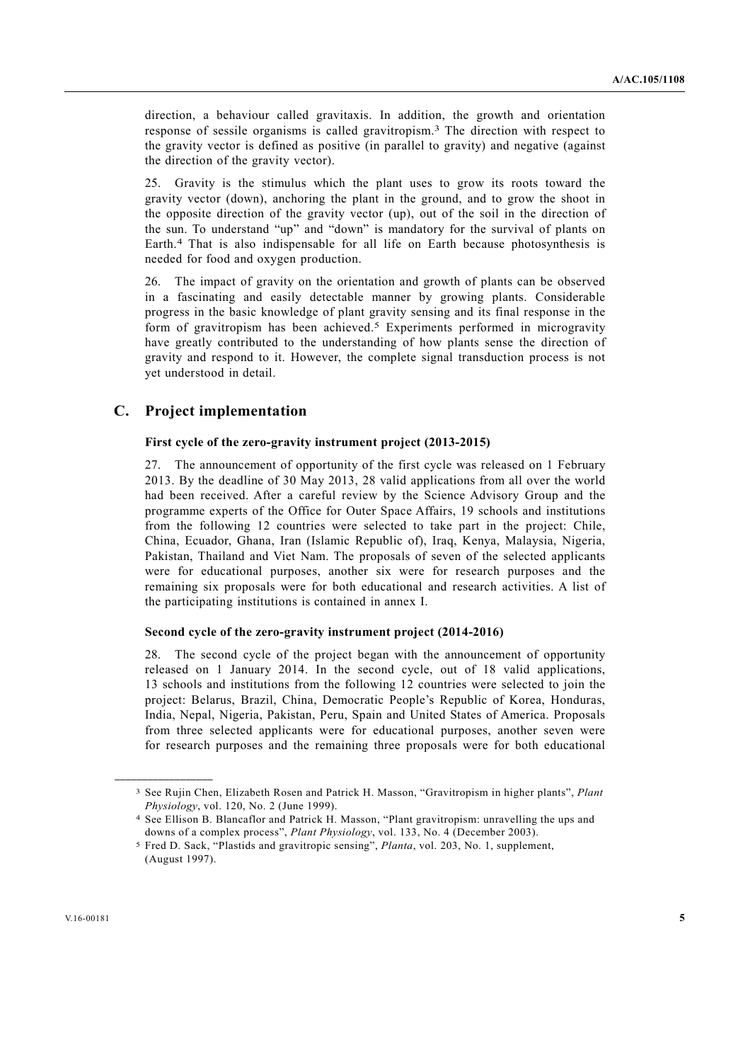direction, a behaviour called gravitaxis. In addition, the growth and orientation response of sessile organisms is called gravitropism.[3] The direction with respect to the gravity vector is defined as positive (in parallel to gravity) and negative (against the direction of the gravity vector).

25. Gravity is the stimulus which the plant uses to grow its roots toward the gravity vector (down), anchoring the plant in the ground, and to grow the shoot in the opposite direction of the gravity vector (up), out of the soil in the direction of the sun. To understand "up" and "down" is mandatory for the survival of plants on Earth.[4] That is also indispensable for all life on Earth because photosynthesis is needed for food and oxygen production.

26. The impact of gravity on the orientation and growth of plants can be observed in a fascinating and easily detectable manner by growing plants. Considerable progress in the basic knowledge of plant gravity sensing and its final response in the form of gravitropism has been achieved.[5] Experiments performed in microgravity have greatly contributed to the understanding of how plants sense the direction of gravity and respond to it. However, the complete signal transduction process is not yet understood in detail.

## C. Project implementation

### First cycle of the zero-gravity instrument project (2013-2015)

27. The announcement of opportunity of the first cycle was released on 1 February 2013. By the deadline of 30 May 2013, 28 valid applications from all over the world had been received. After a careful review by the Science Advisory Group and the programme experts of the Office for Outer Space Affairs, 19 schools and institutions from the following 12 countries were selected to take part in the project: Chile, China, Ecuador, Ghana, Iran (Islamic Republic of), Iraq, Kenya, Malaysia, Nigeria, Pakistan, Thailand and Viet Nam. The proposals of seven of the selected applicants were for educational purposes, another six were for research purposes and the remaining six proposals were for both educational and research activities. A list of the participating institutions is contained in annex I.

### Second cycle of the zero-gravity instrument project (2014-2016)

28. The second cycle of the project began with the announcement of opportunity released on 1 January 2014. In the second cycle, out of 18 valid applications, 13 schools and institutions from the following 12 countries were selected to join the project: Belarus, Brazil, China, Democratic People's Republic of Korea, Honduras, India, Nepal, Nigeria, Pakistan, Peru, Spain and United States of America. Proposals from three selected applicants were for educational purposes, another seven were for research purposes and the remaining three proposals were for both educational

---

[3] See Rujin Chen, Elizabeth Rosen and Patrick H. Masson, "Gravitropism in higher plants", *Plant Physiology*, vol. 120, No. 2 (June 1999).

[4] See Ellison B. Blancaflor and Patrick H. Masson, "Plant gravitropism: unravelling the ups and downs of a complex process", *Plant Physiology*, vol. 133, No. 4 (December 2003).

[5] Fred D. Sack, "Plastids and gravitropic sensing", *Planta*, vol. 203, No. 1, supplement, (August 1997).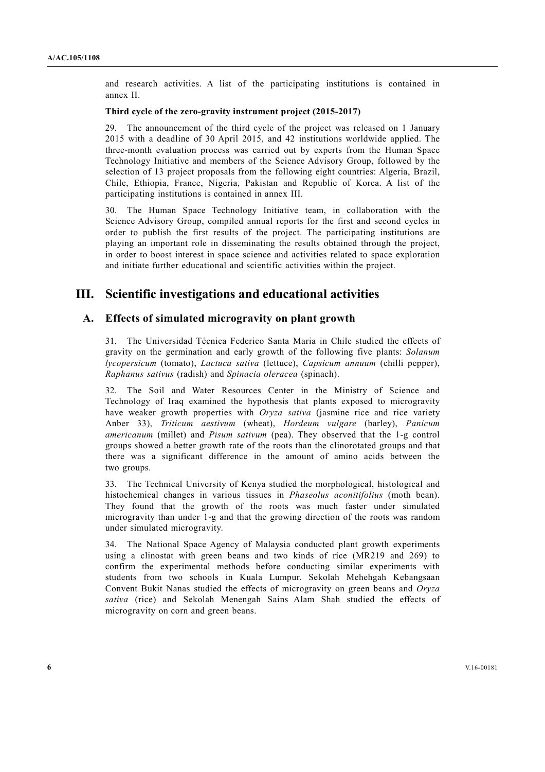and research activities. A list of the participating institutions is contained in annex II.

**Third cycle of the zero-gravity instrument project (2015-2017)**

29. The announcement of the third cycle of the project was released on 1 January 2015 with a deadline of 30 April 2015, and 42 institutions worldwide applied. The three-month evaluation process was carried out by experts from the Human Space Technology Initiative and members of the Science Advisory Group, followed by the selection of 13 project proposals from the following eight countries: Algeria, Brazil, Chile, Ethiopia, France, Nigeria, Pakistan and Republic of Korea. A list of the participating institutions is contained in annex III.

30. The Human Space Technology Initiative team, in collaboration with the Science Advisory Group, compiled annual reports for the first and second cycles in order to publish the first results of the project. The participating institutions are playing an important role in disseminating the results obtained through the project, in order to boost interest in space science and activities related to space exploration and initiate further educational and scientific activities within the project.

# III. Scientific investigations and educational activities

## A. Effects of simulated microgravity on plant growth

31. The Universidad Técnica Federico Santa Maria in Chile studied the effects of gravity on the germination and early growth of the following five plants: *Solanum lycopersicum* (tomato), *Lactuca sativa* (lettuce), *Capsicum annuum* (chilli pepper), *Raphanus sativus* (radish) and *Spinacia oleracea* (spinach).

32. The Soil and Water Resources Center in the Ministry of Science and Technology of Iraq examined the hypothesis that plants exposed to microgravity have weaker growth properties with *Oryza sativa* (jasmine rice and rice variety Anber 33), *Triticum aestivum* (wheat), *Hordeum vulgare* (barley), *Panicum americanum* (millet) and *Pisum sativum* (pea). They observed that the 1-g control groups showed a better growth rate of the roots than the clinorotated groups and that there was a significant difference in the amount of amino acids between the two groups.

33. The Technical University of Kenya studied the morphological, histological and histochemical changes in various tissues in *Phaseolus aconitifolius* (moth bean). They found that the growth of the roots was much faster under simulated microgravity than under 1-g and that the growing direction of the roots was random under simulated microgravity.

34. The National Space Agency of Malaysia conducted plant growth experiments using a clinostat with green beans and two kinds of rice (MR219 and 269) to confirm the experimental methods before conducting similar experiments with students from two schools in Kuala Lumpur. Sekolah Mehehgah Kebangsaan Convent Bukit Nanas studied the effects of microgravity on green beans and *Oryza sativa* (rice) and Sekolah Menengah Sains Alam Shah studied the effects of microgravity on corn and green beans.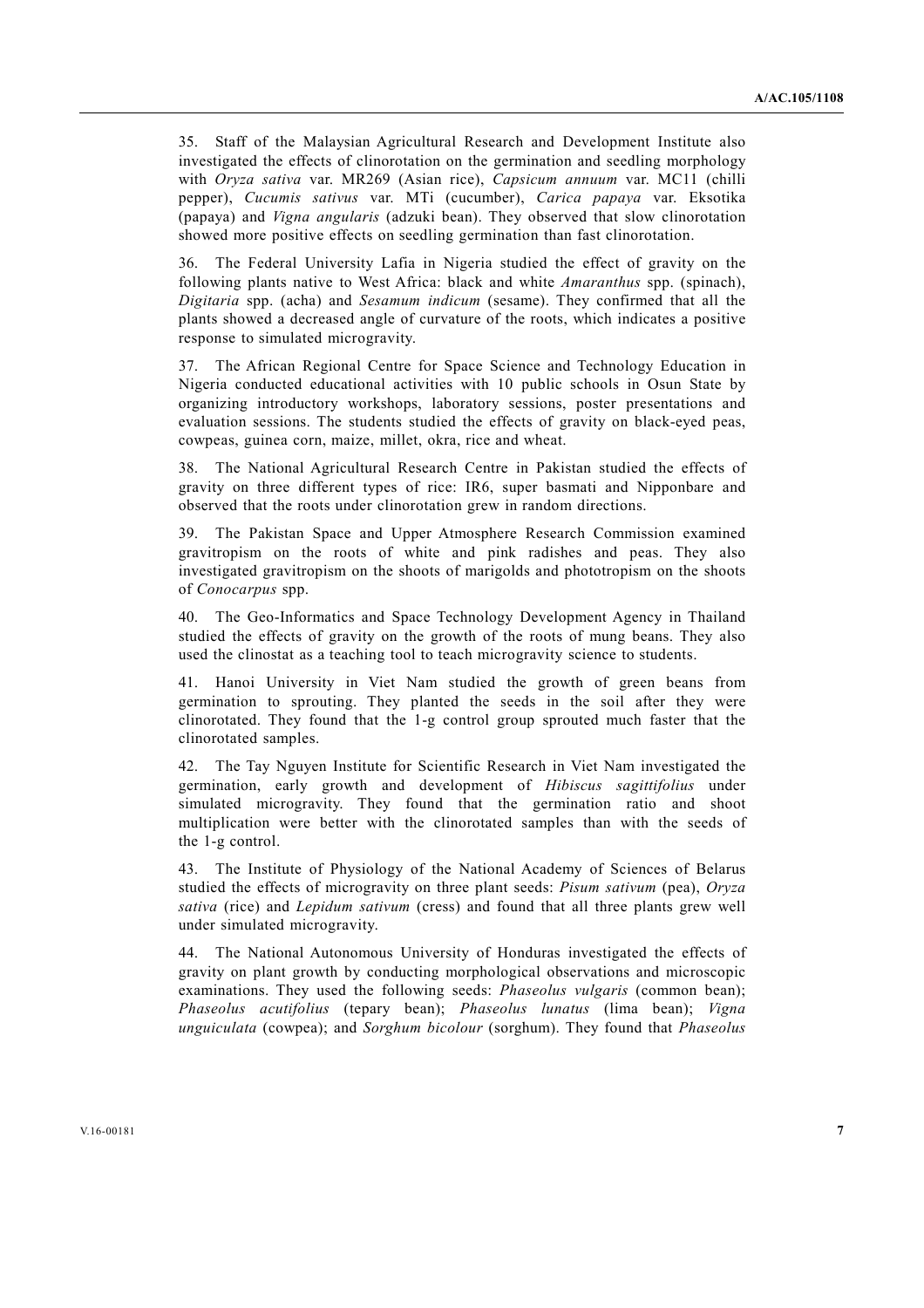35. Staff of the Malaysian Agricultural Research and Development Institute also investigated the effects of clinorotation on the germination and seedling morphology with *Oryza sativa* var. MR269 (Asian rice), *Capsicum annuum* var. MC11 (chilli pepper), *Cucumis sativus* var. MTi (cucumber), *Carica papaya* var. Eksotika (papaya) and *Vigna angularis* (adzuki bean). They observed that slow clinorotation showed more positive effects on seedling germination than fast clinorotation.

36. The Federal University Lafia in Nigeria studied the effect of gravity on the following plants native to West Africa: black and white *Amaranthus* spp. (spinach), *Digitaria* spp. (acha) and *Sesamum indicum* (sesame). They confirmed that all the plants showed a decreased angle of curvature of the roots, which indicates a positive response to simulated microgravity.

37. The African Regional Centre for Space Science and Technology Education in Nigeria conducted educational activities with 10 public schools in Osun State by organizing introductory workshops, laboratory sessions, poster presentations and evaluation sessions. The students studied the effects of gravity on black-eyed peas, cowpeas, guinea corn, maize, millet, okra, rice and wheat.

38. The National Agricultural Research Centre in Pakistan studied the effects of gravity on three different types of rice: IR6, super basmati and Nipponbare and observed that the roots under clinorotation grew in random directions.

39. The Pakistan Space and Upper Atmosphere Research Commission examined gravitropism on the roots of white and pink radishes and peas. They also investigated gravitropism on the shoots of marigolds and phototropism on the shoots of *Conocarpus* spp.

40. The Geo-Informatics and Space Technology Development Agency in Thailand studied the effects of gravity on the growth of the roots of mung beans. They also used the clinostat as a teaching tool to teach microgravity science to students.

41. Hanoi University in Viet Nam studied the growth of green beans from germination to sprouting. They planted the seeds in the soil after they were clinorotated. They found that the 1-g control group sprouted much faster that the clinorotated samples.

42. The Tay Nguyen Institute for Scientific Research in Viet Nam investigated the germination, early growth and development of *Hibiscus sagittifolius* under simulated microgravity. They found that the germination ratio and shoot multiplication were better with the clinorotated samples than with the seeds of the 1-g control.

43. The Institute of Physiology of the National Academy of Sciences of Belarus studied the effects of microgravity on three plant seeds: *Pisum sativum* (pea), *Oryza sativa* (rice) and *Lepidum sativum* (cress) and found that all three plants grew well under simulated microgravity.

44. The National Autonomous University of Honduras investigated the effects of gravity on plant growth by conducting morphological observations and microscopic examinations. They used the following seeds: *Phaseolus vulgaris* (common bean); *Phaseolus acutifolius* (tepary bean); *Phaseolus lunatus* (lima bean); *Vigna unguiculata* (cowpea); and *Sorghum bicolour* (sorghum). They found that *Phaseolus*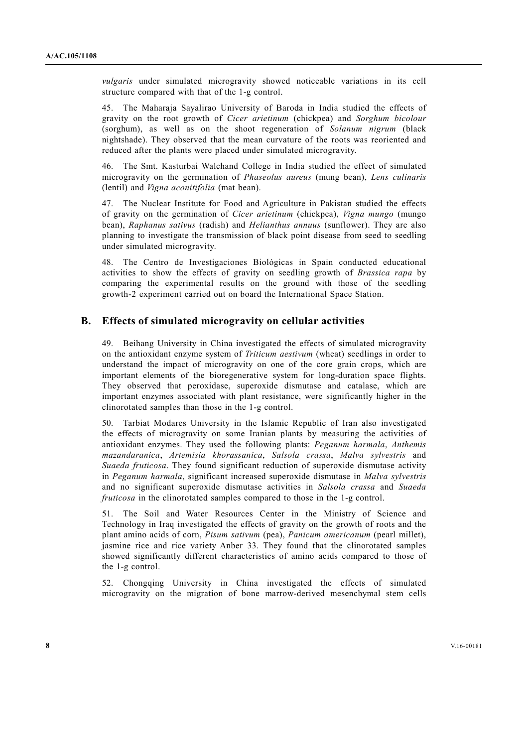*vulgaris* under simulated microgravity showed noticeable variations in its cell structure compared with that of the 1-g control.

45. The Maharaja Sayalirao University of Baroda in India studied the effects of gravity on the root growth of *Cicer arietinum* (chickpea) and *Sorghum bicolour* (sorghum), as well as on the shoot regeneration of *Solanum nigrum* (black nightshade). They observed that the mean curvature of the roots was reoriented and reduced after the plants were placed under simulated microgravity.

46. The Smt. Kasturbai Walchand College in India studied the effect of simulated microgravity on the germination of *Phaseolus aureus* (mung bean), *Lens culinaris* (lentil) and *Vigna aconitifolia* (mat bean).

47. The Nuclear Institute for Food and Agriculture in Pakistan studied the effects of gravity on the germination of *Cicer arietinum* (chickpea), *Vigna mungo* (mungo bean), *Raphanus sativus* (radish) and *Helianthus annuus* (sunflower). They are also planning to investigate the transmission of black point disease from seed to seedling under simulated microgravity.

48. The Centro de Investigaciones Biológicas in Spain conducted educational activities to show the effects of gravity on seedling growth of *Brassica rapa* by comparing the experimental results on the ground with those of the seedling growth-2 experiment carried out on board the International Space Station.

## B. Effects of simulated microgravity on cellular activities

49. Beihang University in China investigated the effects of simulated microgravity on the antioxidant enzyme system of *Triticum aestivum* (wheat) seedlings in order to understand the impact of microgravity on one of the core grain crops, which are important elements of the bioregenerative system for long-duration space flights. They observed that peroxidase, superoxide dismutase and catalase, which are important enzymes associated with plant resistance, were significantly higher in the clinorotated samples than those in the 1-g control.

50. Tarbiat Modares University in the Islamic Republic of Iran also investigated the effects of microgravity on some Iranian plants by measuring the activities of antioxidant enzymes. They used the following plants: *Peganum harmala*, *Anthemis mazandaranica*, *Artemisia khorassanica*, *Salsola crassa*, *Malva sylvestris* and *Suaeda fruticosa*. They found significant reduction of superoxide dismutase activity in *Peganum harmala*, significant increased superoxide dismutase in *Malva sylvestris* and no significant superoxide dismutase activities in *Salsola crassa* and *Suaeda fruticosa* in the clinorotated samples compared to those in the 1-g control.

51. The Soil and Water Resources Center in the Ministry of Science and Technology in Iraq investigated the effects of gravity on the growth of roots and the plant amino acids of corn, *Pisum sativum* (pea), *Panicum americanum* (pearl millet), jasmine rice and rice variety Anber 33. They found that the clinorotated samples showed significantly different characteristics of amino acids compared to those of the 1-g control.

52. Chongqing University in China investigated the effects of simulated microgravity on the migration of bone marrow-derived mesenchymal stem cells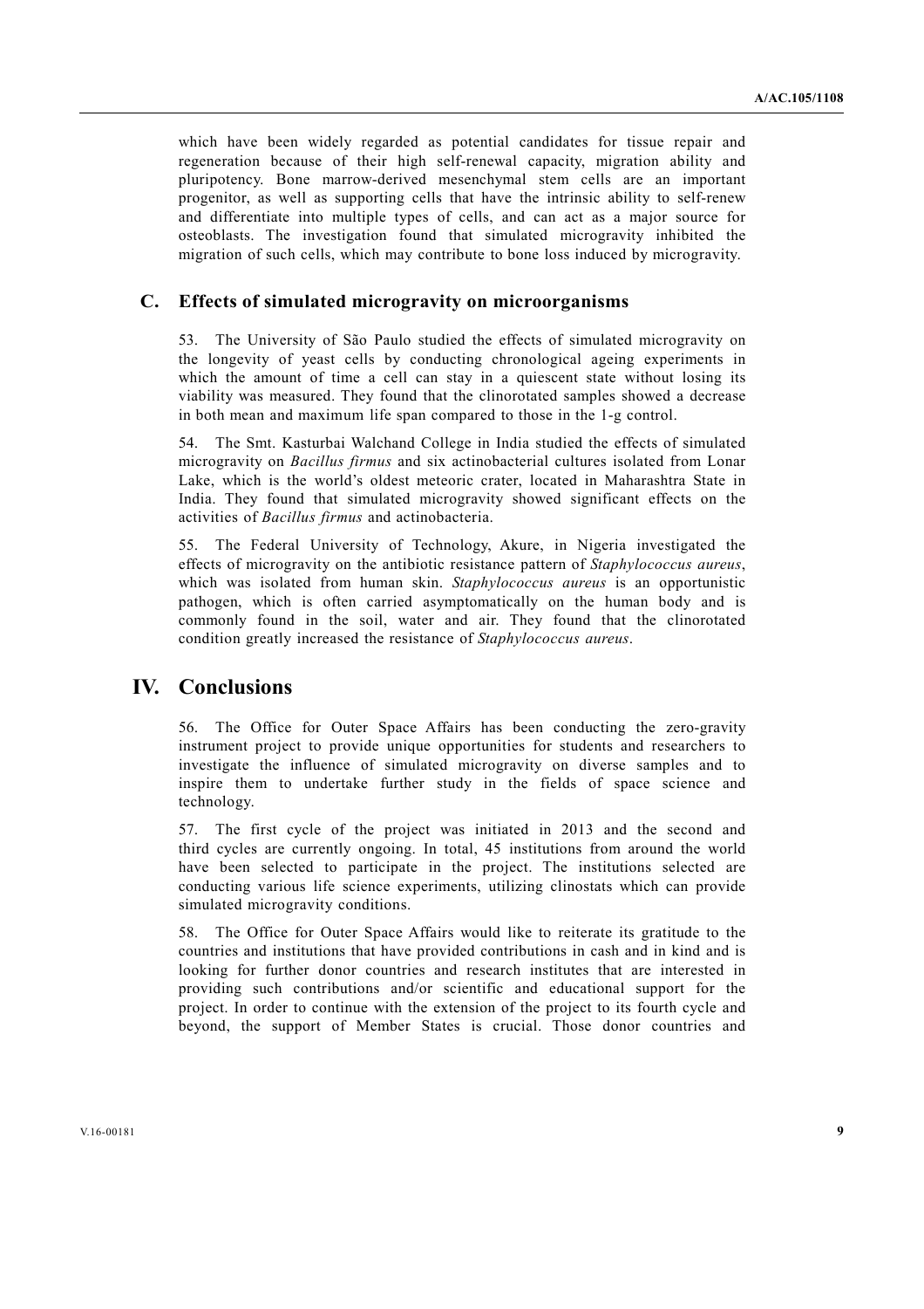which have been widely regarded as potential candidates for tissue repair and regeneration because of their high self-renewal capacity, migration ability and pluripotency. Bone marrow-derived mesenchymal stem cells are an important progenitor, as well as supporting cells that have the intrinsic ability to self-renew and differentiate into multiple types of cells, and can act as a major source for osteoblasts. The investigation found that simulated microgravity inhibited the migration of such cells, which may contribute to bone loss induced by microgravity.

### C. Effects of simulated microgravity on microorganisms

53. The University of São Paulo studied the effects of simulated microgravity on the longevity of yeast cells by conducting chronological ageing experiments in which the amount of time a cell can stay in a quiescent state without losing its viability was measured. They found that the clinorotated samples showed a decrease in both mean and maximum life span compared to those in the 1-g control.

54. The Smt. Kasturbai Walchand College in India studied the effects of simulated microgravity on *Bacillus firmus* and six actinobacterial cultures isolated from Lonar Lake, which is the world's oldest meteoric crater, located in Maharashtra State in India. They found that simulated microgravity showed significant effects on the activities of *Bacillus firmus* and actinobacteria.

55. The Federal University of Technology, Akure, in Nigeria investigated the effects of microgravity on the antibiotic resistance pattern of *Staphylococcus aureus*, which was isolated from human skin. *Staphylococcus aureus* is an opportunistic pathogen, which is often carried asymptomatically on the human body and is commonly found in the soil, water and air. They found that the clinorotated condition greatly increased the resistance of *Staphylococcus aureus*.

## IV. Conclusions

56. The Office for Outer Space Affairs has been conducting the zero-gravity instrument project to provide unique opportunities for students and researchers to investigate the influence of simulated microgravity on diverse samples and to inspire them to undertake further study in the fields of space science and technology.

57. The first cycle of the project was initiated in 2013 and the second and third cycles are currently ongoing. In total, 45 institutions from around the world have been selected to participate in the project. The institutions selected are conducting various life science experiments, utilizing clinostats which can provide simulated microgravity conditions.

58. The Office for Outer Space Affairs would like to reiterate its gratitude to the countries and institutions that have provided contributions in cash and in kind and is looking for further donor countries and research institutes that are interested in providing such contributions and/or scientific and educational support for the project. In order to continue with the extension of the project to its fourth cycle and beyond, the support of Member States is crucial. Those donor countries and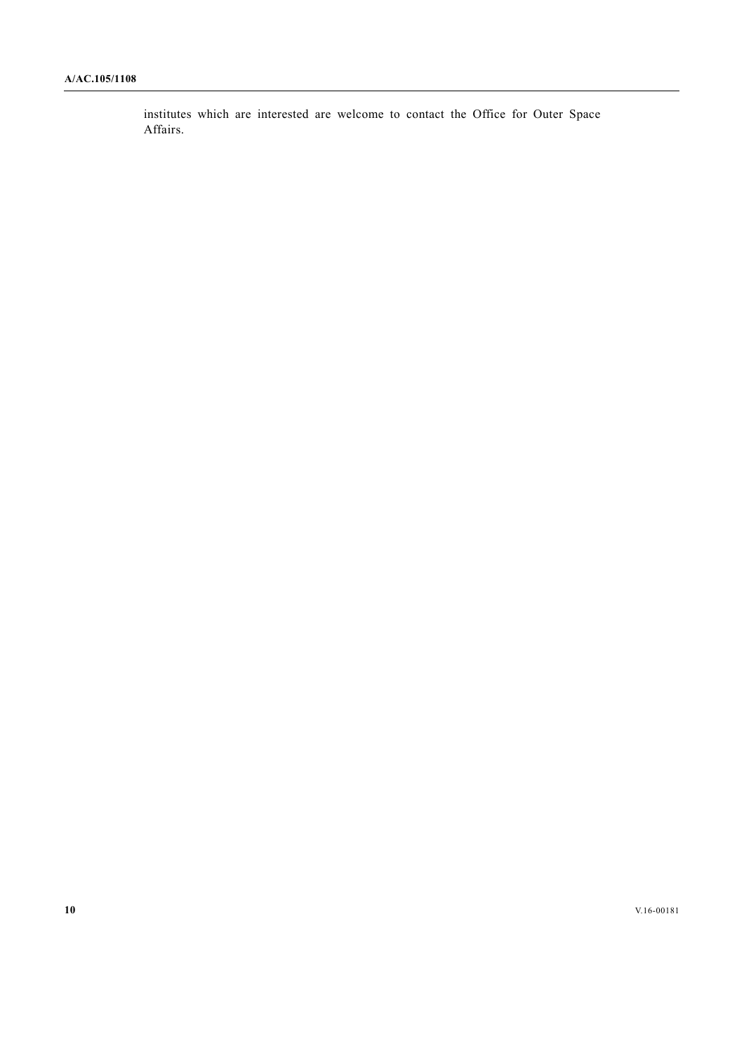institutes which are interested are welcome to contact the Office for Outer Space Affairs.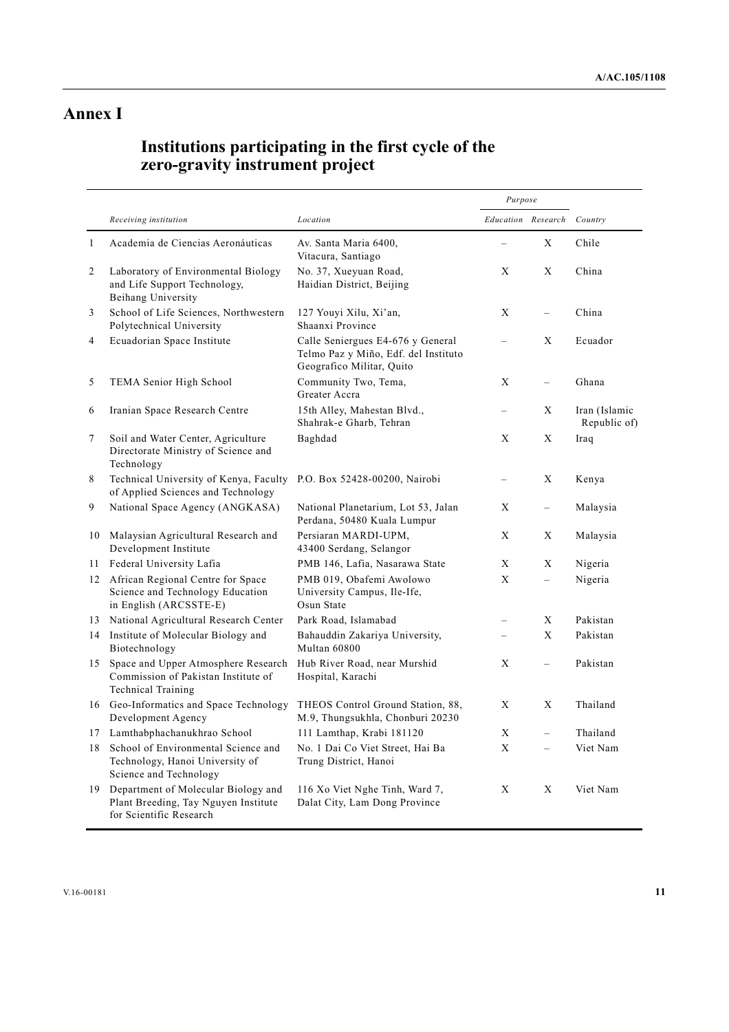# Annex I

## Institutions participating in the first cycle of the zero-gravity instrument project

| | Receiving institution | Location | Purpose | | Country |
|---|---|---|---|---|---|
| | | | *Education* | *Research* | |
| 1 | Academia de Ciencias Aeronáuticas | Av. Santa Maria 6400, Vitacura, Santiago | – | X | Chile |
| 2 | Laboratory of Environmental Biology and Life Support Technology, Beihang University | No. 37, Xueyuan Road, Haidian District, Beijing | X | X | China |
| 3 | School of Life Sciences, Northwestern Polytechnical University | 127 Youyi Xilu, Xi'an, Shaanxi Province | X | – | China |
| 4 | Ecuadorian Space Institute | Calle Seniergues E4-676 y General Telmo Paz y Miño, Edf. del Instituto Geografico Militar, Quito | – | X | Ecuador |
| 5 | TEMA Senior High School | Community Two, Tema, Greater Accra | X | – | Ghana |
| 6 | Iranian Space Research Centre | 15th Alley, Mahestan Blvd., Shahrak-e Gharb, Tehran | – | X | Iran (Islamic Republic of) |
| 7 | Soil and Water Center, Agriculture Directorate Ministry of Science and Technology | Baghdad | X | X | Iraq |
| 8 | Technical University of Kenya, Faculty of Applied Sciences and Technology | P.O. Box 52428-00200, Nairobi | – | X | Kenya |
| 9 | National Space Agency (ANGKASA) | National Planetarium, Lot 53, Jalan Perdana, 50480 Kuala Lumpur | X | – | Malaysia |
| 10 | Malaysian Agricultural Research and Development Institute | Persiaran MARDI-UPM, 43400 Serdang, Selangor | X | X | Malaysia |
| 11 | Federal University Lafia | PMB 146, Lafia, Nasarawa State | X | X | Nigeria |
| 12 | African Regional Centre for Space Science and Technology Education in English (ARCSSTE-E) | PMB 019, Obafemi Awolowo University Campus, Ile-Ife, Osun State | X | – | Nigeria |
| 13 | National Agricultural Research Center | Park Road, Islamabad | – | X | Pakistan |
| 14 | Institute of Molecular Biology and Biotechnology | Bahauddin Zakariya University, Multan 60800 | – | X | Pakistan |
| 15 | Space and Upper Atmosphere Research Commission of Pakistan Institute of Technical Training | Hub River Road, near Murshid Hospital, Karachi | X | – | Pakistan |
| 16 | Geo-Informatics and Space Technology Development Agency | THEOS Control Ground Station, 88, M.9, Thungsukhla, Chonburi 20230 | X | X | Thailand |
| 17 | Lamthabphachanukhrao School | 111 Lamthap, Krabi 181120 | X | – | Thailand |
| 18 | School of Environmental Science and Technology, Hanoi University of Science and Technology | No. 1 Dai Co Viet Street, Hai Ba Trung District, Hanoi | X | – | Viet Nam |
| 19 | Department of Molecular Biology and Plant Breeding, Tay Nguyen Institute for Scientific Research | 116 Xo Viet Nghe Tinh, Ward 7, Dalat City, Lam Dong Province | X | X | Viet Nam |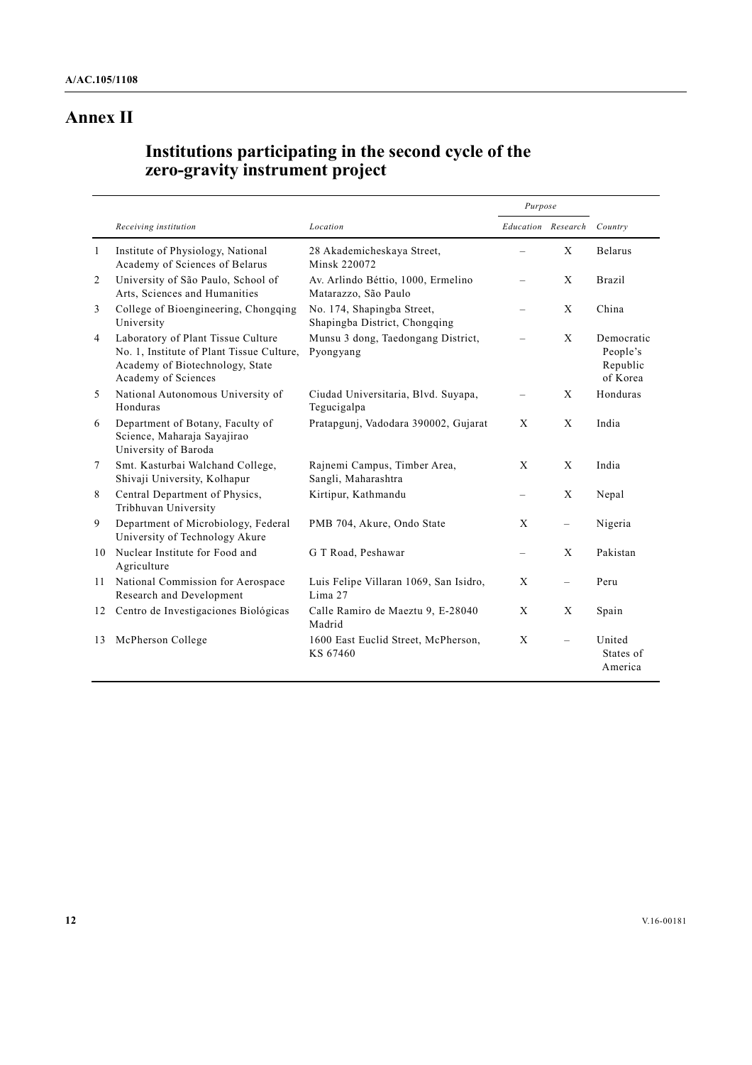# Annex II

## Institutions participating in the second cycle of the zero-gravity instrument project

| | Receiving institution | Location | *Purpose* | | Country |
|---|---|---|---|---|---|
| | | | *Education* | *Research* | |
| 1 | Institute of Physiology, National Academy of Sciences of Belarus | 28 Akademicheskaya Street, Minsk 220072 | – | X | Belarus |
| 2 | University of São Paulo, School of Arts, Sciences and Humanities | Av. Arlindo Béttio, 1000, Ermelino Matarazzo, São Paulo | – | X | Brazil |
| 3 | College of Bioengineering, Chongqing University | No. 174, Shapingba Street, Shapingba District, Chongqing | – | X | China |
| 4 | Laboratory of Plant Tissue Culture No. 1, Institute of Plant Tissue Culture, Academy of Biotechnology, State Academy of Sciences | Munsu 3 dong, Taedongang District, Pyongyang | – | X | Democratic People's Republic of Korea |
| 5 | National Autonomous University of Honduras | Ciudad Universitaria, Blvd. Suyapa, Tegucigalpa | – | X | Honduras |
| 6 | Department of Botany, Faculty of Science, Maharaja Sayajirao University of Baroda | Pratapgunj, Vadodara 390002, Gujarat | X | X | India |
| 7 | Smt. Kasturbai Walchand College, Shivaji University, Kolhapur | Rajnemi Campus, Timber Area, Sangli, Maharashtra | X | X | India |
| 8 | Central Department of Physics, Tribhuvan University | Kirtipur, Kathmandu | – | X | Nepal |
| 9 | Department of Microbiology, Federal University of Technology Akure | PMB 704, Akure, Ondo State | X | – | Nigeria |
| 10 | Nuclear Institute for Food and Agriculture | G T Road, Peshawar | – | X | Pakistan |
| 11 | National Commission for Aerospace Research and Development | Luis Felipe Villaran 1069, San Isidro, Lima 27 | X | – | Peru |
| 12 | Centro de Investigaciones Biológicas | Calle Ramiro de Maeztu 9, E-28040 Madrid | X | X | Spain |
| 13 | McPherson College | 1600 East Euclid Street, McPherson, KS 67460 | X | – | United States of America |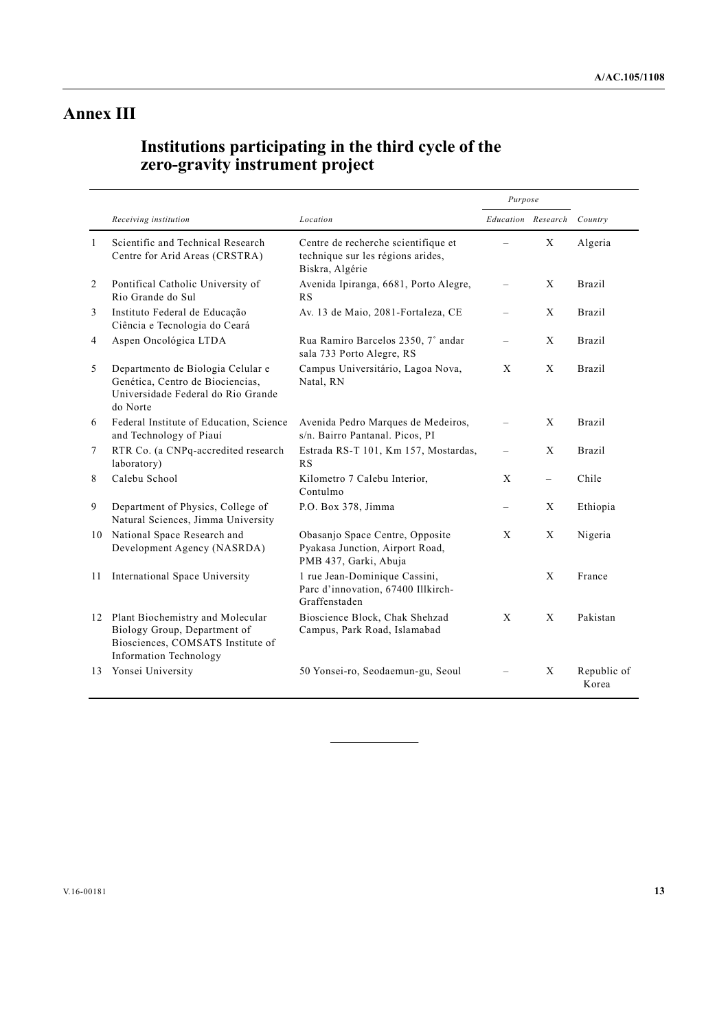# Annex III

## Institutions participating in the third cycle of the zero-gravity instrument project

| | Receiving institution | Location | Purpose | | Country |
|---|---|---|---|---|---|
| | | | Education | Research | |
| 1 | Scientific and Technical Research Centre for Arid Areas (CRSTRA) | Centre de recherche scientifique et technique sur les régions arides, Biskra, Algérie | – | X | Algeria |
| 2 | Pontifical Catholic University of Rio Grande do Sul | Avenida Ipiranga, 6681, Porto Alegre, RS | – | X | Brazil |
| 3 | Instituto Federal de Educação Ciência e Tecnologia do Ceará | Av. 13 de Maio, 2081-Fortaleza, CE | – | X | Brazil |
| 4 | Aspen Oncológica LTDA | Rua Ramiro Barcelos 2350, 7˚ andar sala 733 Porto Alegre, RS | – | X | Brazil |
| 5 | Departmento de Biologia Celular e Genética, Centro de Biociencias, Universidade Federal do Rio Grande do Norte | Campus Universitário, Lagoa Nova, Natal, RN | X | X | Brazil |
| 6 | Federal Institute of Education, Science and Technology of Piauí | Avenida Pedro Marques de Medeiros, s/n. Bairro Pantanal. Picos, PI | – | X | Brazil |
| 7 | RTR Co. (a CNPq-accredited research laboratory) | Estrada RS-T 101, Km 157, Mostardas, RS | – | X | Brazil |
| 8 | Calebu School | Kilometro 7 Calebu Interior, Contulmo | X | – | Chile |
| 9 | Department of Physics, College of Natural Sciences, Jimma University | P.O. Box 378, Jimma | – | X | Ethiopia |
| 10 | National Space Research and Development Agency (NASRDA) | Obasanjo Space Centre, Opposite Pyakasa Junction, Airport Road, PMB 437, Garki, Abuja | X | X | Nigeria |
| 11 | International Space University | 1 rue Jean-Dominique Cassini, Parc d'innovation, 67400 Illkirch-Graffenstaden | | X | France |
| 12 | Plant Biochemistry and Molecular Biology Group, Department of Biosciences, COMSATS Institute of Information Technology | Bioscience Block, Chak Shehzad Campus, Park Road, Islamabad | X | X | Pakistan |
| 13 | Yonsei University | 50 Yonsei-ro, Seodaemun-gu, Seoul | – | X | Republic of Korea |